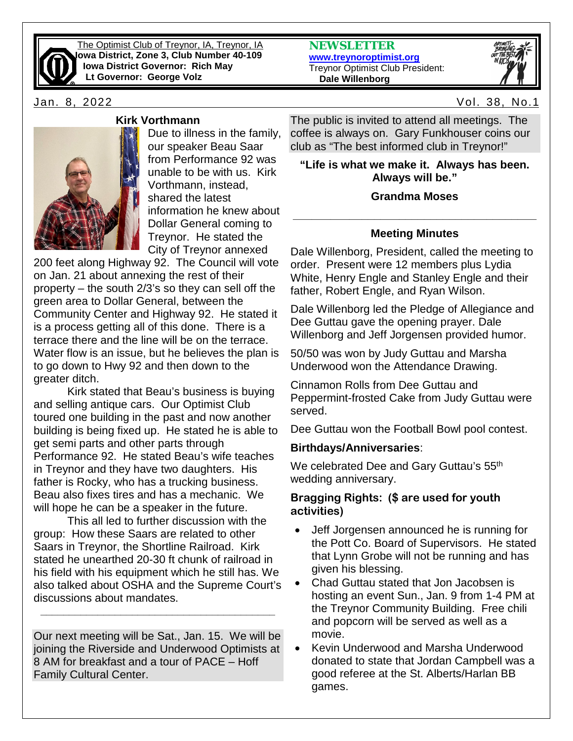The Optimist Club of Treynor, IA, Treynor, IA
**Iowa District, Zone 3, Club Number 40-109**
**Iowa District Governor: Rich May**
**Lt Governor: George Volz**

**NEWSLETTER**
**www.treynoroptimist.org**
Treynor Optimist Club President:
**Dale Willenborg**

Jan. 8, 2022 Vol. 38, No.1

### Kirk Vorthmann

Due to illness in the family, our speaker Beau Saar from Performance 92 was unable to be with us. Kirk Vorthmann, instead, shared the latest information he knew about Dollar General coming to Treynor. He stated the City of Treynor annexed 200 feet along Highway 92. The Council will vote on Jan. 21 about annexing the rest of their property – the south 2/3's so they can sell off the green area to Dollar General, between the Community Center and Highway 92. He stated it is a process getting all of this done. There is a terrace there and the line will be on the terrace. Water flow is an issue, but he believes the plan is to go down to Hwy 92 and then down to the greater ditch.

Kirk stated that Beau's business is buying and selling antique cars. Our Optimist Club toured one building in the past and now another building is being fixed up. He stated he is able to get semi parts and other parts through Performance 92. He stated Beau's wife teaches in Treynor and they have two daughters. His father is Rocky, who has a trucking business. Beau also fixes tires and has a mechanic. We will hope he can be a speaker in the future.

This all led to further discussion with the group: How these Saars are related to other Saars in Treynor, the Shortline Railroad. Kirk stated he unearthed 20-30 ft chunk of railroad in his field with his equipment which he still has. We also talked about OSHA and the Supreme Court's discussions about mandates.

---

Our next meeting will be Sat., Jan. 15. We will be joining the Riverside and Underwood Optimists at 8 AM for breakfast and a tour of PACE – Hoff Family Cultural Center.

The public is invited to attend all meetings. The coffee is always on. Gary Funkhouser coins our club as "The best informed club in Treynor!"

**"Life is what we make it. Always has been. Always will be."**

**Grandma Moses**

---

### Meeting Minutes

Dale Willenborg, President, called the meeting to order. Present were 12 members plus Lydia White, Henry Engle and Stanley Engle and their father, Robert Engle, and Ryan Wilson.

Dale Willenborg led the Pledge of Allegiance and Dee Guttau gave the opening prayer. Dale Willenborg and Jeff Jorgensen provided humor.

50/50 was won by Judy Guttau and Marsha Underwood won the Attendance Drawing.

Cinnamon Rolls from Dee Guttau and Peppermint-frosted Cake from Judy Guttau were served.

Dee Guttau won the Football Bowl pool contest.

**Birthdays/Anniversaries**:

We celebrated Dee and Gary Guttau's 55th wedding anniversary.

**Bragging Rights: ($ are used for youth activities)**

- Jeff Jorgensen announced he is running for the Pott Co. Board of Supervisors. He stated that Lynn Grobe will not be running and has given his blessing.
- Chad Guttau stated that Jon Jacobsen is hosting an event Sun., Jan. 9 from 1-4 PM at the Treynor Community Building. Free chili and popcorn will be served as well as a movie.
- Kevin Underwood and Marsha Underwood donated to state that Jordan Campbell was a good referee at the St. Alberts/Harlan BB games.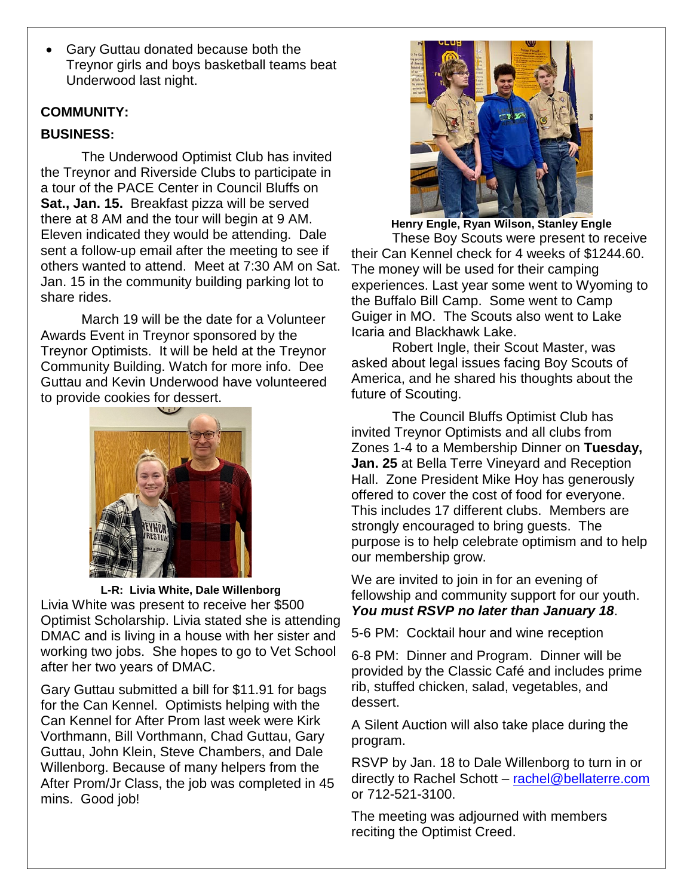- Gary Guttau donated because both the Treynor girls and boys basketball teams beat Underwood last night.

**COMMUNITY:**

**BUSINESS:**

The Underwood Optimist Club has invited the Treynor and Riverside Clubs to participate in a tour of the PACE Center in Council Bluffs on **Sat., Jan. 15.** Breakfast pizza will be served there at 8 AM and the tour will begin at 9 AM. Eleven indicated they would be attending. Dale sent a follow-up email after the meeting to see if others wanted to attend. Meet at 7:30 AM on Sat. Jan. 15 in the community building parking lot to share rides.

March 19 will be the date for a Volunteer Awards Event in Treynor sponsored by the Treynor Optimists. It will be held at the Treynor Community Building. Watch for more info. Dee Guttau and Kevin Underwood have volunteered to provide cookies for dessert.

**L-R: Livia White, Dale Willenborg**

Livia White was present to receive her $500 Optimist Scholarship. Livia stated she is attending DMAC and is living in a house with her sister and working two jobs. She hopes to go to Vet School after her two years of DMAC.

Gary Guttau submitted a bill for $11.91 for bags for the Can Kennel. Optimists helping with the Can Kennel for After Prom last week were Kirk Vorthmann, Bill Vorthmann, Chad Guttau, Gary Guttau, John Klein, Steve Chambers, and Dale Willenborg. Because of many helpers from the After Prom/Jr Class, the job was completed in 45 mins. Good job!

**Henry Engle, Ryan Wilson, Stanley Engle**

These Boy Scouts were present to receive their Can Kennel check for 4 weeks of $1244.60. The money will be used for their camping experiences. Last year some went to Wyoming to the Buffalo Bill Camp. Some went to Camp Guiger in MO. The Scouts also went to Lake Icaria and Blackhawk Lake.

Robert Ingle, their Scout Master, was asked about legal issues facing Boy Scouts of America, and he shared his thoughts about the future of Scouting.

The Council Bluffs Optimist Club has invited Treynor Optimists and all clubs from Zones 1-4 to a Membership Dinner on **Tuesday, Jan. 25** at Bella Terre Vineyard and Reception Hall. Zone President Mike Hoy has generously offered to cover the cost of food for everyone. This includes 17 different clubs. Members are strongly encouraged to bring guests. The purpose is to help celebrate optimism and to help our membership grow.

We are invited to join in for an evening of fellowship and community support for our youth. ***You must RSVP no later than January 18***.

5-6 PM: Cocktail hour and wine reception

6-8 PM: Dinner and Program. Dinner will be provided by the Classic Café and includes prime rib, stuffed chicken, salad, vegetables, and dessert.

A Silent Auction will also take place during the program.

RSVP by Jan. 18 to Dale Willenborg to turn in or directly to Rachel Schott – rachel@bellaterre.com or 712-521-3100.

The meeting was adjourned with members reciting the Optimist Creed.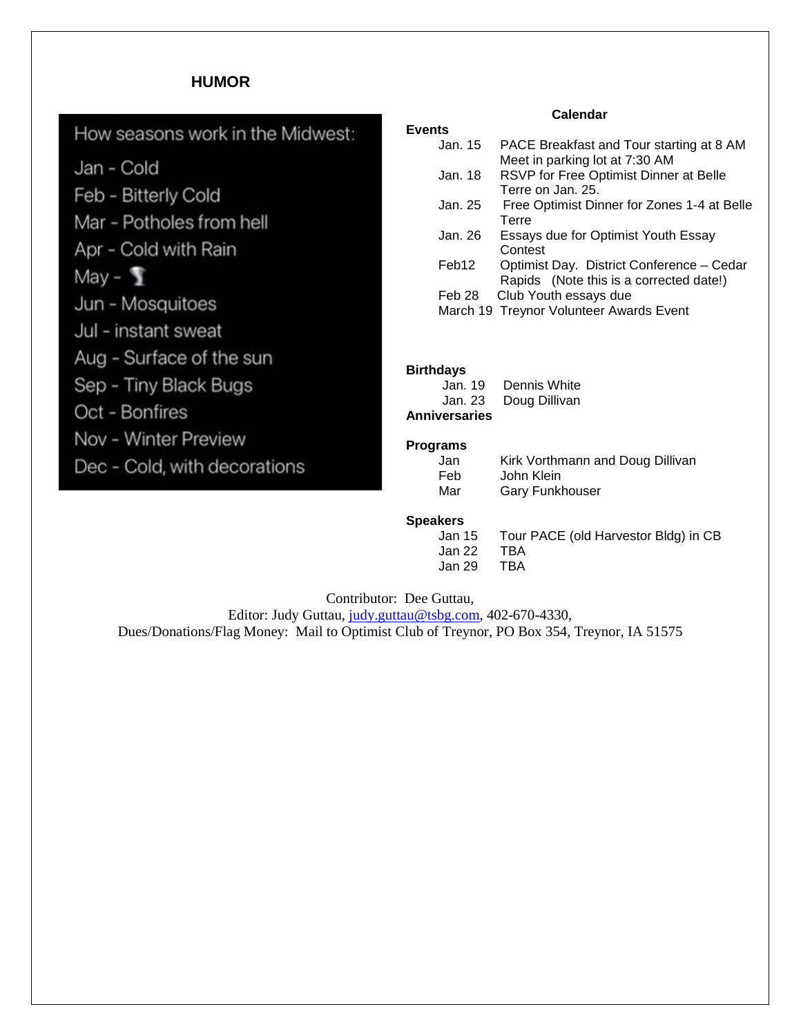## HUMOR

How seasons work in the Midwest:

Jan - Cold
Feb - Bitterly Cold
Mar - Potholes from hell
Apr - Cold with Rain
May -
Jun - Mosquitoes
Jul - instant sweat
Aug - Surface of the sun
Sep - Tiny Black Bugs
Oct - Bonfires
Nov - Winter Preview
Dec - Cold, with decorations

## Calendar

**Events**

| | |
|---|---|
| Jan. 15 | PACE Breakfast and Tour starting at 8 AM Meet in parking lot at 7:30 AM |
| Jan. 18 | RSVP for Free Optimist Dinner at Belle Terre on Jan. 25. |
| Jan. 25 | Free Optimist Dinner for Zones 1-4 at Belle Terre |
| Jan. 26 | Essays due for Optimist Youth Essay Contest |
| Feb12 | Optimist Day. District Conference – Cedar Rapids (Note this is a corrected date!) |
| Feb 28 | Club Youth essays due |
| March 19 | Treynor Volunteer Awards Event |

**Birthdays**

| | |
|---|---|
| Jan. 19 | Dennis White |
| Jan. 23 | Doug Dillivan |

**Anniversaries**

**Programs**

| | |
|---|---|
| Jan | Kirk Vorthmann and Doug Dillivan |
| Feb | John Klein |
| Mar | Gary Funkhouser |

**Speakers**

| | |
|---|---|
| Jan 15 | Tour PACE (old Harvestor Bldg) in CB |
| Jan 22 | TBA |
| Jan 29 | TBA |

Contributor: Dee Guttau,
Editor: Judy Guttau, judy.guttau@tsbg.com, 402-670-4330,
Dues/Donations/Flag Money: Mail to Optimist Club of Treynor, PO Box 354, Treynor, IA 51575